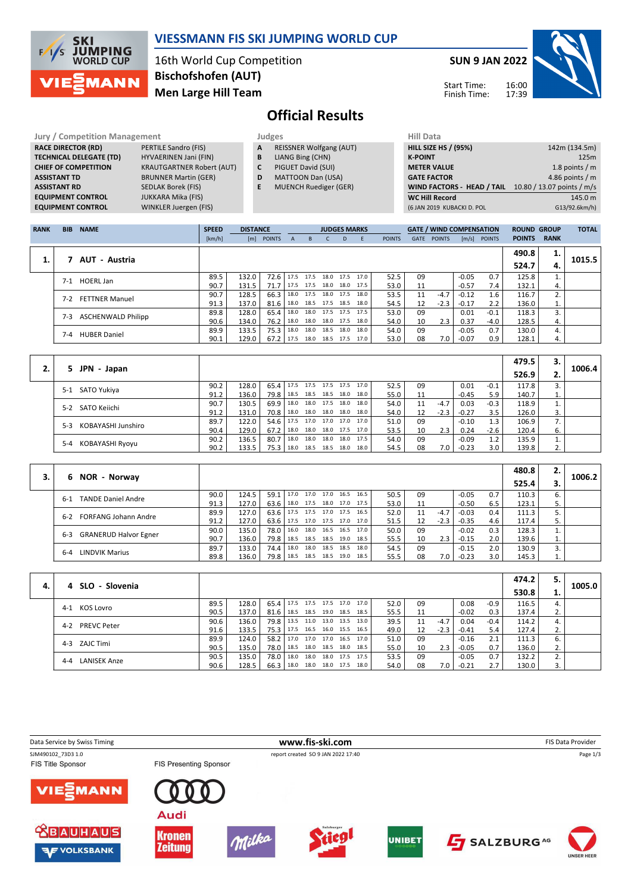# VIESSMANN FIS SKI JUMPING WORLD CUP

16th World Cup Competition
**Bischofshofen (AUT)**
**Men Large Hill Team**

**SUN 9 JAN 2022**

Start Time: 16:00
Finish Time: 17:39

## Official Results

| Jury / Competition Management | |
|---|---|
| RACE DIRECTOR (RD) | PERTILE Sandro (FIS) |
| TECHNICAL DELEGATE (TD) | HYVAERINEN Jani (FIN) |
| CHIEF OF COMPETITION | KRAUTGARTNER Robert (AUT) |
| ASSISTANT TD | BRUNNER Martin (GER) |
| ASSISTANT RD | SEDLAK Borek (FIS) |
| EQUIPMENT CONTROL | JUKKARA Mika (FIS) |
| EQUIPMENT CONTROL | WINKLER Juergen (FIS) |

| Judges | |
|---|---|
| A | REISSNER Wolfgang (AUT) |
| B | LIANG Bing (CHN) |
| C | PIGUET David (SUI) |
| D | MATTOON Dan (USA) |
| E | MUENCH Ruediger (GER) |

| Hill Data | |
|---|---|
| HILL SIZE HS / (95%) | 142m (134.5m) |
| K-POINT | 125m |
| METER VALUE | 1.8 points / m |
| GATE FACTOR | 4.86 points / m |
| WIND FACTORS - HEAD / TAIL | 10.80 / 13.07 points / m/s |
| WC Hill Record | 145.0 m |
| (6 JAN 2019 KUBACKI D. POL | G13/92.6km/h) |

| RANK | BIB | NAME | SPEED [km/h] | DISTANCE [m] | DISTANCE POINTS | A | B | C | D | E | JUDGES POINTS | GATE | GATE POINTS | WIND [m/s] | WIND POINTS | ROUND POINTS | GROUP RANK | TOTAL |
|---|---|---|---|---|---|---|---|---|---|---|---|---|---|---|---|---|---|---|
| 1. | 7 | AUT - Austria | | | | | | | | | | | | | | 490.8 | 1. | 1015.5 |
| | | | | | | | | | | | | | | | | 524.7 | 4. | |
| | 7-1 | HOERL Jan | 89.5 | 132.0 | 72.6 | 17.5 | 17.5 | 18.0 | 17.5 | 17.0 | 52.5 | 09 | | -0.05 | 0.7 | 125.8 | 1. | |
| | | | 90.7 | 131.5 | 71.7 | 17.5 | 17.5 | 18.0 | 18.0 | 17.5 | 53.0 | 11 | | -0.57 | 7.4 | 132.1 | 4. | |
| | 7-2 | FETTNER Manuel | 90.7 | 128.5 | 66.3 | 18.0 | 17.5 | 18.0 | 17.5 | 18.0 | 53.5 | 11 | -4.7 | -0.12 | 1.6 | 116.7 | 2. | |
| | | | 91.3 | 137.0 | 81.6 | 18.0 | 18.5 | 17.5 | 18.5 | 18.0 | 54.5 | 12 | -2.3 | -0.17 | 2.2 | 136.0 | 1. | |
| | 7-3 | ASCHENWALD Philipp | 89.8 | 128.0 | 65.4 | 18.0 | 18.0 | 17.5 | 17.5 | 17.5 | 53.0 | 09 | | 0.01 | -0.1 | 118.3 | 3. | |
| | | | 90.6 | 134.0 | 76.2 | 18.0 | 18.0 | 18.0 | 17.5 | 18.0 | 54.0 | 10 | 2.3 | 0.37 | -4.0 | 128.5 | 4. | |
| | 7-4 | HUBER Daniel | 89.9 | 133.5 | 75.3 | 18.0 | 18.0 | 18.5 | 18.0 | 18.0 | 54.0 | 09 | | -0.05 | 0.7 | 130.0 | 4. | |
| | | | 90.1 | 129.0 | 67.2 | 17.5 | 18.0 | 18.5 | 17.5 | 17.0 | 53.0 | 08 | 7.0 | -0.07 | 0.9 | 128.1 | 4. | |
| 2. | 5 | JPN - Japan | | | | | | | | | | | | | | 479.5 | 3. | 1006.4 |
| | | | | | | | | | | | | | | | | 526.9 | 2. | |
| | 5-1 | SATO Yukiya | 90.2 | 128.0 | 65.4 | 17.5 | 17.5 | 17.5 | 17.5 | 17.0 | 52.5 | 09 | | 0.01 | -0.1 | 117.8 | 3. | |
| | | | 91.2 | 136.0 | 79.8 | 18.5 | 18.5 | 18.5 | 18.0 | 18.0 | 55.0 | 11 | | -0.45 | 5.9 | 140.7 | 1. | |
| | 5-2 | SATO Keiichi | 90.7 | 130.5 | 69.9 | 18.0 | 18.0 | 17.5 | 18.0 | 18.0 | 54.0 | 11 | -4.7 | 0.03 | -0.3 | 118.9 | 1. | |
| | | | 91.2 | 131.0 | 70.8 | 18.0 | 18.0 | 18.0 | 18.0 | 18.0 | 54.0 | 12 | -2.3 | -0.27 | 3.5 | 126.0 | 3. | |
| | 5-3 | KOBAYASHI Junshiro | 89.7 | 122.0 | 54.6 | 17.5 | 17.0 | 17.0 | 17.0 | 17.0 | 51.0 | 09 | | -0.10 | 1.3 | 106.9 | 7. | |
| | | | 90.4 | 129.0 | 67.2 | 18.0 | 18.0 | 18.0 | 17.5 | 17.0 | 53.5 | 10 | 2.3 | 0.24 | -2.6 | 120.4 | 6. | |
| | 5-4 | KOBAYASHI Ryoyu | 90.2 | 136.5 | 80.7 | 18.0 | 18.0 | 18.0 | 18.0 | 17.5 | 54.0 | 09 | | -0.09 | 1.2 | 135.9 | 1. | |
| | | | 90.2 | 133.5 | 75.3 | 18.0 | 18.5 | 18.5 | 18.0 | 18.0 | 54.5 | 08 | 7.0 | -0.23 | 3.0 | 139.8 | 2. | |
| 3. | 6 | NOR - Norway | | | | | | | | | | | | | | 480.8 | 2. | 1006.2 |
| | | | | | | | | | | | | | | | | 525.4 | 3. | |
| | 6-1 | TANDE Daniel Andre | 90.0 | 124.5 | 59.1 | 17.0 | 17.0 | 17.0 | 16.5 | 16.5 | 50.5 | 09 | | -0.05 | 0.7 | 110.3 | 6. | |
| | | | 91.3 | 127.0 | 63.6 | 18.0 | 17.5 | 18.0 | 17.0 | 17.5 | 53.0 | 11 | | -0.50 | 6.5 | 123.1 | 5. | |
| | 6-2 | FORFANG Johann Andre | 89.9 | 127.0 | 63.6 | 17.5 | 17.5 | 17.0 | 17.5 | 16.5 | 52.0 | 11 | -4.7 | -0.03 | 0.4 | 111.3 | 5. | |
| | | | 91.2 | 127.0 | 63.6 | 17.5 | 17.0 | 17.5 | 17.0 | 17.0 | 51.5 | 12 | -2.3 | -0.35 | 4.6 | 117.4 | 5. | |
| | 6-3 | GRANERUD Halvor Egner | 90.0 | 135.0 | 78.0 | 16.0 | 18.0 | 16.5 | 16.5 | 17.0 | 50.0 | 09 | | -0.02 | 0.3 | 128.3 | 1. | |
| | | | 90.7 | 136.0 | 79.8 | 18.5 | 18.5 | 18.5 | 19.0 | 18.5 | 55.5 | 10 | 2.3 | -0.15 | 2.0 | 139.6 | 1. | |
| | 6-4 | LINDVIK Marius | 89.7 | 133.0 | 74.4 | 18.0 | 18.0 | 18.5 | 18.5 | 18.0 | 54.5 | 09 | | -0.15 | 2.0 | 130.9 | 3. | |
| | | | 89.8 | 136.0 | 79.8 | 18.5 | 18.5 | 18.5 | 19.0 | 18.5 | 55.5 | 08 | 7.0 | -0.23 | 3.0 | 145.3 | 1. | |
| 4. | 4 | SLO - Slovenia | | | | | | | | | | | | | | 474.2 | 5. | 1005.0 |
| | | | | | | | | | | | | | | | | 530.8 | 1. | |
| | 4-1 | KOS Lovro | 89.5 | 128.0 | 65.4 | 17.5 | 17.5 | 17.5 | 17.0 | 17.0 | 52.0 | 09 | | 0.08 | -0.9 | 116.5 | 4. | |
| | | | 90.5 | 137.0 | 81.6 | 18.5 | 18.5 | 19.0 | 18.5 | 18.5 | 55.5 | 11 | | -0.02 | 0.3 | 137.4 | 2. | |
| | 4-2 | PREVC Peter | 90.6 | 136.0 | 79.8 | 13.5 | 11.0 | 13.0 | 13.5 | 13.0 | 39.5 | 11 | -4.7 | 0.04 | -0.4 | 114.2 | 4. | |
| | | | 91.6 | 133.5 | 75.3 | 17.5 | 16.5 | 16.0 | 15.5 | 16.5 | 49.0 | 12 | -2.3 | -0.41 | 5.4 | 127.4 | 2. | |
| | 4-3 | ZAJC Timi | 89.9 | 124.0 | 58.2 | 17.0 | 17.0 | 17.0 | 16.5 | 17.0 | 51.0 | 09 | | -0.16 | 2.1 | 111.3 | 6. | |
| | | | 90.5 | 135.0 | 78.0 | 18.5 | 18.0 | 18.5 | 18.0 | 18.5 | 55.0 | 10 | 2.3 | -0.05 | 0.7 | 136.0 | 2. | |
| | 4-4 | LANISEK Anze | 90.5 | 135.0 | 78.0 | 18.0 | 18.0 | 18.0 | 17.5 | 17.5 | 53.5 | 09 | | -0.05 | 0.7 | 132.2 | 2. | |
| | | | 90.6 | 128.5 | 66.3 | 18.0 | 18.0 | 18.0 | 17.5 | 18.0 | 54.0 | 08 | 7.0 | -0.21 | 2.7 | 130.0 | 3. | |

Data Service by Swiss Timing — www.fis-ski.com — FIS Data Provider

SJM490102_73D3 1.0 — report created SO 9 JAN 2022 17:40

FIS Title Sponsor — FIS Presenting Sponsor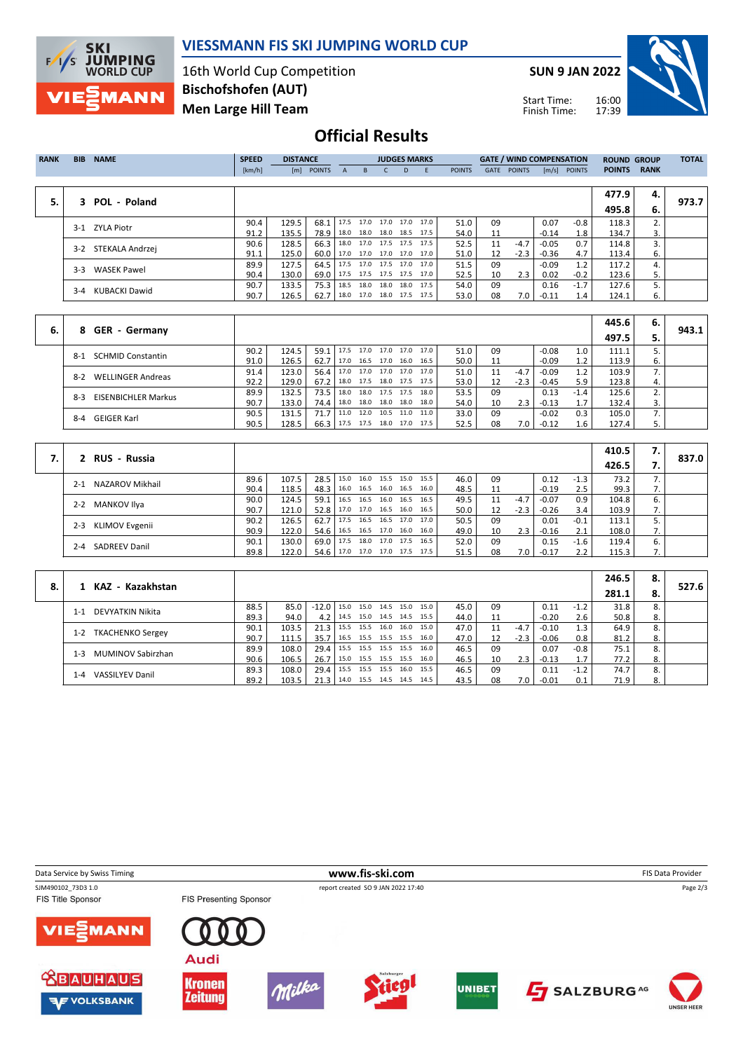# VIESSMANN FIS SKI JUMPING WORLD CUP

16th World Cup Competition
**Bischofshofen (AUT)**
**Men Large Hill Team**

**SUN 9 JAN 2022**

Start Time: 16:00
Finish Time: 17:39

## Official Results

| RANK | BIB | NAME | SPEED [km/h] | DISTANCE [m] | DISTANCE POINTS | A | B | C | D | E | JUDGES POINTS | GATE | GATE POINTS | WIND [m/s] | WIND POINTS | ROUND POINTS | GROUP RANK | TOTAL |
|---|---|---|---|---|---|---|---|---|---|---|---|---|---|---|---|---|---|---|
| 5. | 3 | POL - Poland | | | | | | | | | | | | | | 477.9 | 4. | 973.7 |
| | | | | | | | | | | | | | | | | 495.8 | 6. | |
| | 3-1 | ZYLA Piotr | 90.4 | 129.5 | 68.1 | 17.5 | 17.0 | 17.0 | 17.0 | 17.0 | 51.0 | 09 | | 0.07 | -0.8 | 118.3 | 2. | |
| | | | 91.2 | 135.5 | 78.9 | 18.0 | 18.0 | 18.0 | 18.5 | 17.5 | 54.0 | 11 | | -0.14 | 1.8 | 134.7 | 3. | |
| | 3-2 | STEKALA Andrzej | 90.6 | 128.5 | 66.3 | 18.0 | 17.0 | 17.5 | 17.5 | 17.5 | 52.5 | 11 | -4.7 | -0.05 | 0.7 | 114.8 | 3. | |
| | | | 91.1 | 125.0 | 60.0 | 17.0 | 17.0 | 17.0 | 17.0 | 17.0 | 51.0 | 12 | -2.3 | -0.36 | 4.7 | 113.4 | 6. | |
| | 3-3 | WASEK Pawel | 89.9 | 127.5 | 64.5 | 17.5 | 17.0 | 17.5 | 17.0 | 17.0 | 51.5 | 09 | | -0.09 | 1.2 | 117.2 | 4. | |
| | | | 90.4 | 130.0 | 69.0 | 17.5 | 17.5 | 17.5 | 17.5 | 17.0 | 52.5 | 10 | 2.3 | 0.02 | -0.2 | 123.6 | 5. | |
| | 3-4 | KUBACKI Dawid | 90.7 | 133.5 | 75.3 | 18.5 | 18.0 | 18.0 | 18.0 | 17.5 | 54.0 | 09 | | 0.16 | -1.7 | 127.6 | 5. | |
| | | | 90.7 | 126.5 | 62.7 | 18.0 | 17.0 | 18.0 | 17.5 | 17.5 | 53.0 | 08 | 7.0 | -0.11 | 1.4 | 124.1 | 6. | |
| 6. | 8 | GER - Germany | | | | | | | | | | | | | | 445.6 | 6. | 943.1 |
| | | | | | | | | | | | | | | | | 497.5 | 5. | |
| | 8-1 | SCHMID Constantin | 90.2 | 124.5 | 59.1 | 17.5 | 17.0 | 17.0 | 17.0 | 17.0 | 51.0 | 09 | | -0.08 | 1.0 | 111.1 | 5. | |
| | | | 91.0 | 126.5 | 62.7 | 17.0 | 16.5 | 17.0 | 16.0 | 16.5 | 50.0 | 11 | | -0.09 | 1.2 | 113.9 | 6. | |
| | 8-2 | WELLINGER Andreas | 91.4 | 123.0 | 56.4 | 17.0 | 17.0 | 17.0 | 17.0 | 17.0 | 51.0 | 11 | -4.7 | -0.09 | 1.2 | 103.9 | 7. | |
| | | | 92.2 | 129.0 | 67.2 | 18.0 | 17.5 | 18.0 | 17.5 | 17.5 | 53.0 | 12 | -2.3 | -0.45 | 5.9 | 123.8 | 4. | |
| | 8-3 | EISENBICHLER Markus | 89.9 | 132.5 | 73.5 | 18.0 | 18.0 | 17.5 | 17.5 | 18.0 | 53.5 | 09 | | 0.13 | -1.4 | 125.6 | 2. | |
| | | | 90.7 | 133.0 | 74.4 | 18.0 | 18.0 | 18.0 | 18.0 | 18.0 | 54.0 | 10 | 2.3 | -0.13 | 1.7 | 132.4 | 3. | |
| | 8-4 | GEIGER Karl | 90.5 | 131.5 | 71.7 | 11.0 | 12.0 | 10.5 | 11.0 | 11.0 | 33.0 | 09 | | -0.02 | 0.3 | 105.0 | 7. | |
| | | | 90.5 | 128.5 | 66.3 | 17.5 | 17.5 | 18.0 | 17.0 | 17.5 | 52.5 | 08 | 7.0 | -0.12 | 1.6 | 127.4 | 5. | |
| 7. | 2 | RUS - Russia | | | | | | | | | | | | | | 410.5 | 7. | 837.0 |
| | | | | | | | | | | | | | | | | 426.5 | 7. | |
| | 2-1 | NAZAROV Mikhail | 89.6 | 107.5 | 28.5 | 15.0 | 16.0 | 15.5 | 15.0 | 15.5 | 46.0 | 09 | | 0.12 | -1.3 | 73.2 | 7. | |
| | | | 90.4 | 118.5 | 48.3 | 16.0 | 16.5 | 16.0 | 16.5 | 16.0 | 48.5 | 11 | | -0.19 | 2.5 | 99.3 | 7. | |
| | 2-2 | MANKOV Ilya | 90.0 | 124.5 | 59.1 | 16.5 | 16.5 | 16.0 | 16.5 | 16.5 | 49.5 | 11 | -4.7 | -0.07 | 0.9 | 104.8 | 6. | |
| | | | 90.7 | 121.0 | 52.8 | 17.0 | 17.0 | 16.5 | 16.0 | 16.5 | 50.0 | 12 | -2.3 | -0.26 | 3.4 | 103.9 | 7. | |
| | 2-3 | KLIMOV Evgenii | 90.2 | 126.5 | 62.7 | 17.5 | 16.5 | 16.5 | 17.0 | 17.0 | 50.5 | 09 | | 0.01 | -0.1 | 113.1 | 5. | |
| | | | 90.9 | 122.0 | 54.6 | 16.5 | 16.5 | 17.0 | 16.0 | 16.0 | 49.0 | 10 | 2.3 | -0.16 | 2.1 | 108.0 | 7. | |
| | 2-4 | SADREEV Danil | 90.1 | 130.0 | 69.0 | 17.5 | 18.0 | 17.0 | 17.5 | 16.5 | 52.0 | 09 | | 0.15 | -1.6 | 119.4 | 6. | |
| | | | 89.8 | 122.0 | 54.6 | 17.0 | 17.0 | 17.0 | 17.5 | 17.5 | 51.5 | 08 | 7.0 | -0.17 | 2.2 | 115.3 | 7. | |
| 8. | 1 | KAZ - Kazakhstan | | | | | | | | | | | | | | 246.5 | 8. | 527.6 |
| | | | | | | | | | | | | | | | | 281.1 | 8. | |
| | 1-1 | DEVYATKIN Nikita | 88.5 | 85.0 | -12.0 | 15.0 | 15.0 | 14.5 | 15.0 | 15.0 | 45.0 | 09 | | 0.11 | -1.2 | 31.8 | 8. | |
| | | | 89.3 | 94.0 | 4.2 | 14.5 | 15.0 | 14.5 | 14.5 | 15.5 | 44.0 | 11 | | -0.20 | 2.6 | 50.8 | 8. | |
| | 1-2 | TKACHENKO Sergey | 90.1 | 103.5 | 21.3 | 15.5 | 15.5 | 16.0 | 16.0 | 15.0 | 47.0 | 11 | -4.7 | -0.10 | 1.3 | 64.9 | 8. | |
| | | | 90.7 | 111.5 | 35.7 | 16.5 | 15.5 | 15.5 | 15.5 | 16.0 | 47.0 | 12 | -2.3 | -0.06 | 0.8 | 81.2 | 8. | |
| | 1-3 | MUMINOV Sabirzhan | 89.9 | 108.0 | 29.4 | 15.5 | 15.5 | 15.5 | 15.5 | 16.0 | 46.5 | 09 | | 0.07 | -0.8 | 75.1 | 8. | |
| | | | 90.6 | 106.5 | 26.7 | 15.0 | 15.5 | 15.5 | 15.5 | 16.0 | 46.5 | 10 | 2.3 | -0.13 | 1.7 | 77.2 | 8. | |
| | 1-4 | VASSILYEV Danil | 89.3 | 108.0 | 29.4 | 15.5 | 15.5 | 15.5 | 16.0 | 15.5 | 46.5 | 09 | | 0.11 | -1.2 | 74.7 | 8. | |
| | | | 89.2 | 103.5 | 21.3 | 14.0 | 15.5 | 14.5 | 14.5 | 14.5 | 43.5 | 08 | 7.0 | -0.01 | 0.1 | 71.9 | 8. | |

Data Service by Swiss Timing | www.fis-ski.com | FIS Data Provider

SJM490102_73D3 1.0 | report created SO 9 JAN 2022 17:40

FIS Title Sponsor | FIS Presenting Sponsor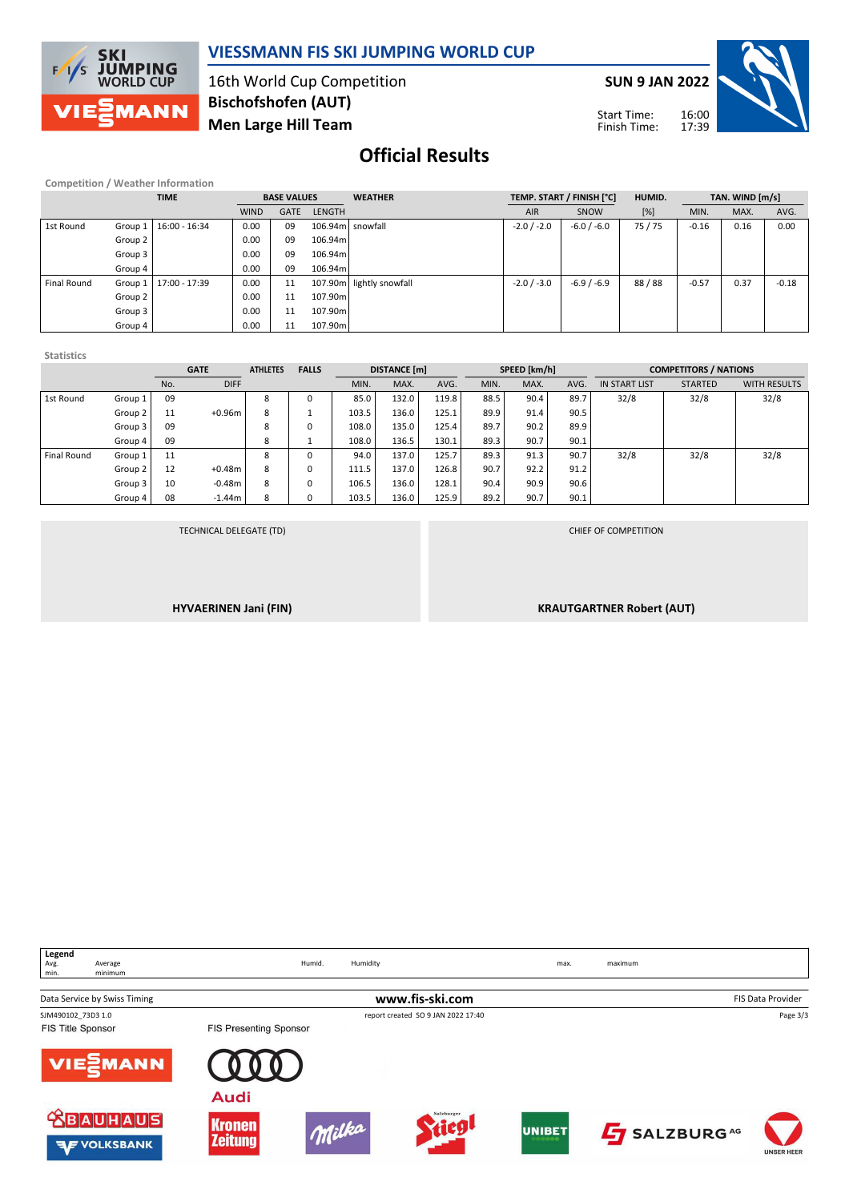# VIESSMANN FIS SKI JUMPING WORLD CUP

16th World Cup Competition
**Bischofshofen (AUT)**
**Men Large Hill Team**

**SUN 9 JAN 2022**

Start Time: 16:00
Finish Time: 17:39

## Official Results

**Competition / Weather Information**

| | | TIME | BASE VALUES | | | WEATHER | TEMP. START / FINISH [°C] | | HUMID. | TAN. WIND [m/s] | | |
|---|---|---|---|---|---|---|---|---|---|---|---|---|
| | | | WIND | GATE | LENGTH | | AIR | SNOW | [%] | MIN. | MAX. | AVG. |
| 1st Round | Group 1 | 16:00 - 16:34 | 0.00 | 09 | 106.94m | snowfall | -2.0 / -2.0 | -6.0 / -6.0 | 75 / 75 | -0.16 | 0.16 | 0.00 |
| | Group 2 | | 0.00 | 09 | 106.94m | | | | | | | |
| | Group 3 | | 0.00 | 09 | 106.94m | | | | | | | |
| | Group 4 | | 0.00 | 09 | 106.94m | | | | | | | |
| Final Round | Group 1 | 17:00 - 17:39 | 0.00 | 11 | 107.90m | lightly snowfall | -2.0 / -3.0 | -6.9 / -6.9 | 88 / 88 | -0.57 | 0.37 | -0.18 |
| | Group 2 | | 0.00 | 11 | 107.90m | | | | | | | |
| | Group 3 | | 0.00 | 11 | 107.90m | | | | | | | |
| | Group 4 | | 0.00 | 11 | 107.90m | | | | | | | |

**Statistics**

| | | GATE | | ATHLETES | FALLS | DISTANCE [m] | | | SPEED [km/h] | | | COMPETITORS / NATIONS | | |
|---|---|---|---|---|---|---|---|---|---|---|---|---|---|---|
| | | No. | DIFF | | | MIN. | MAX. | AVG. | MIN. | MAX. | AVG. | IN START LIST | STARTED | WITH RESULTS |
| 1st Round | Group 1 | 09 | | 8 | 0 | 85.0 | 132.0 | 119.8 | 88.5 | 90.4 | 89.7 | 32/8 | 32/8 | 32/8 |
| | Group 2 | 11 | +0.96m | 8 | 1 | 103.5 | 136.0 | 125.1 | 89.9 | 91.4 | 90.5 | | | |
| | Group 3 | 09 | | 8 | 0 | 108.0 | 135.0 | 125.4 | 89.7 | 90.2 | 89.9 | | | |
| | Group 4 | 09 | | 8 | 1 | 108.0 | 136.5 | 130.1 | 89.3 | 90.7 | 90.1 | | | |
| Final Round | Group 1 | 11 | | 8 | 0 | 94.0 | 137.0 | 125.7 | 89.3 | 91.3 | 90.7 | 32/8 | 32/8 | 32/8 |
| | Group 2 | 12 | +0.48m | 8 | 0 | 111.5 | 137.0 | 126.8 | 90.7 | 92.2 | 91.2 | | | |
| | Group 3 | 10 | -0.48m | 8 | 0 | 106.5 | 136.0 | 128.1 | 90.4 | 90.9 | 90.6 | | | |
| | Group 4 | 08 | -1.44m | 8 | 0 | 103.5 | 136.0 | 125.9 | 89.2 | 90.7 | 90.1 | | | |

| TECHNICAL DELEGATE (TD) | CHIEF OF COMPETITION |
|---|---|
| **HYVAERINEN Jani (FIN)** | **KRAUTGARTNER Robert (AUT)** |

**Legend**

| | | | | | |
|---|---|---|---|---|---|
| Avg. | Average | Humid. | Humidity | max. | maximum |
| min. | minimum | | | | |

Data Service by Swiss Timing — www.fis-ski.com — FIS Data Provider

SJM490102_73D3 1.0 — report created SO 9 JAN 2022 17:40

FIS Title Sponsor — FIS Presenting Sponsor